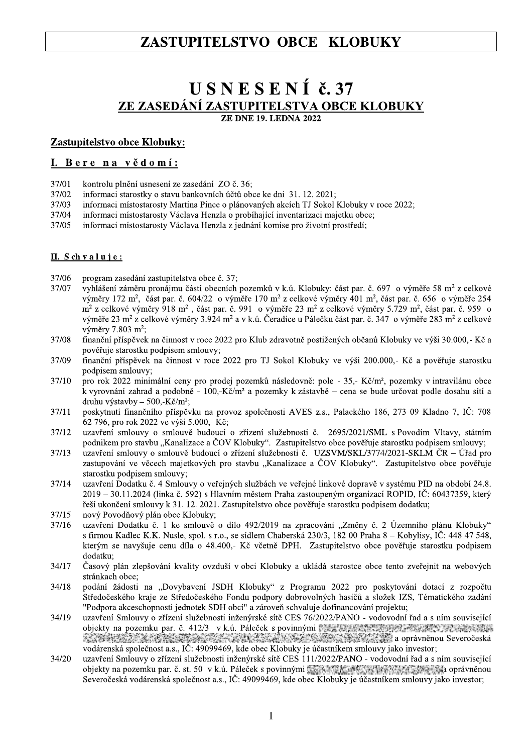# ZASTUPITELSTVO OBCE KLOBUKY

# USNESENÍ č. 37

## ZE ZASEDÁNÍ ZASTUPITELSTVA OBCE KLOBUKY

**ZE DNE 19. LEDNA 2022**

**Zastupitelstvo obce Klobuky:**

### I. Bere na vědomí:

37/01 kontrolu plnění usnesení ze zasedání ZO č. 36;
37/02 informaci starostky o stavu bankovních účtů obce ke dni 31. 12. 2021;
37/03 informaci místostarosty Martina Pince o plánovaných akcích TJ Sokol Klobuky v roce 2022;
37/04 informaci místostarosty Václava Henzla o probíhající inventarizaci majetku obce;
37/05 informaci místostarosty Václava Henzla z jednání komise pro životní prostředí;

### II. Schvaluje:

37/06 program zasedání zastupitelstva obce č. 37;
37/07 vyhlášení záměru pronájmu částí obecních pozemků v k.ú. Klobuky: část par. č. 697 o výměře 58 m² z celkové výměry 172 m², část par. č. 604/22 o výměře 170 m² z celkové výměry 401 m², část par. č. 656 o výměře 254 m² z celkové výměry 918 m², část par. č. 991 o výměře 23 m² z celkové výměry 5.729 m², část par. č. 959 o výměře 23 m² z celkové výměry 3.924 m² a v k.ú. Čeradice u Pálečku část par. č. 347 o výměře 283 m² z celkové výměry 7.803 m²;
37/08 finanční příspěvek na činnost v roce 2022 pro Klub zdravotně postižených občanů Klobuky ve výši 30.000,- Kč a pověřuje starostku podpisem smlouvy;
37/09 finanční příspěvek na činnost v roce 2022 pro TJ Sokol Klobuky ve výši 200.000,- Kč a pověřuje starostku podpisem smlouvy;
37/10 pro rok 2022 minimální ceny pro prodej pozemků následovně: pole - 35,- Kč/m², pozemky v intravilánu obce k vyrovnání zahrad a podobně - 100,-Kč/m² a pozemky k zástavbě – cena se bude určovat podle dosahu sítí a druhu výstavby – 500,-Kč/m²;
37/11 poskytnutí finančního příspěvku na provoz společnosti AVES z.s., Palackého 186, 273 09 Kladno 7, IČ: 708 62 796, pro rok 2022 ve výši 5.000,- Kč;
37/12 uzavření smlouvy o smlouvě budoucí o zřízení služebnosti č. 2695/2021/SML s Povodím Vltavy, státním podnikem pro stavbu „Kanalizace a ČOV Klobuky". Zastupitelstvo obce pověřuje starostku podpisem smlouvy;
37/13 uzavření smlouvy o smlouvě budoucí o zřízení služebnosti č. UZSVM/SKL/3774/2021-SKLM ČR – Úřad pro zastupování ve věcech majetkových pro stavbu „Kanalizace a ČOV Klobuky". Zastupitelstvo obce pověřuje starostku podpisem smlouvy;
37/14 uzavření Dodatku č. 4 Smlouvy o veřejných službách ve veřejné linkové dopravě v systému PID na období 24.8. 2019 – 30.11.2024 (linka č. 592) s Hlavním městem Praha zastoupeným organizací ROPID, IČ: 60437359, který řeší ukončení smlouvy k 31. 12. 2021. Zastupitelstvo obce pověřuje starostku podpisem dodatku;
37/15 nový Povodňový plán obce Klobuky;
37/16 uzavření Dodatku č. 1 ke smlouvě o dílo 492/2019 na zpracování „Změny č. 2 Územního plánu Klobuky" s firmou Kadlec K.K. Nusle, spol. s r.o., se sídlem Chaberská 230/3, 182 00 Praha 8 – Kobylisy, IČ: 448 47 548, kterým se navyšuje cenu díla o 48.400,- Kč včetně DPH. Zastupitelstvo obce pověřuje starostku podpisem dodatku;
34/17 Časový plán zlepšování kvality ovzduší v obci Klobuky a ukládá starostce obce tento zveřejnit na webových stránkách obce;
34/18 podání žádosti na „Dovybavení JSDH Klobuky" z Programu 2022 pro poskytování dotací z rozpočtu Středočeského kraje ze Středočeského Fondu podpory dobrovolných hasičů a složek IZS, Tématického zadání "Podpora akceschopnosti jednotek SDH obcí" a zároveň schvaluje dofinancování projektu;
34/19 uzavření Smlouvy o zřízení služebnosti inženýrské sítě CES 76/2022/PANO - vodovodní řad a s ním související objekty na pozemku par. č. 412/3 v k.ú. Páleček s povinnými [anonymizováno] a oprávněnou Severočeská vodárenská společnost a.s., IČ: 49099469, kde obec Klobuky je účastníkem smlouvy jako investor;
34/20 uzavření Smlouvy o zřízení služebnosti inženýrské sítě CES 111/2022/PANO - vodovodní řad a s ním související objekty na pozemku par. č. st. 50 v k.ú. Páleček s povinnými [anonymizováno] a oprávněnou Severočeská vodárenská společnost a.s., IČ: 49099469, kde obec Klobuky je účastníkem smlouvy jako investor;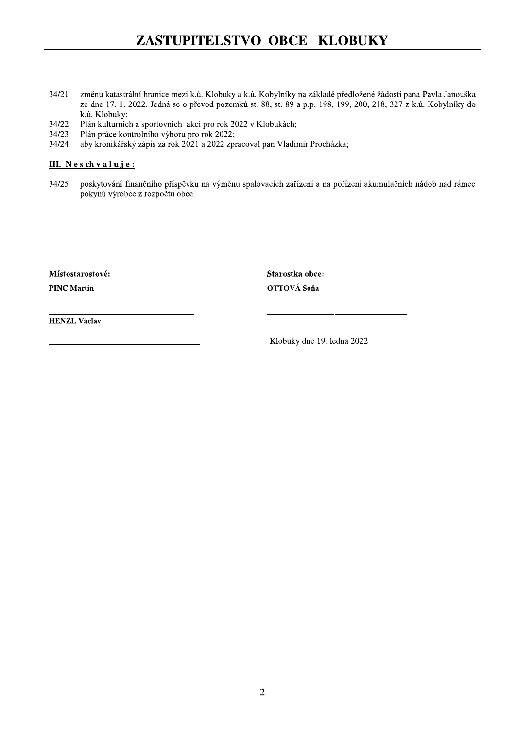# ZASTUPITELSTVO OBCE KLOBUKY

34/21 změnu katastrální hranice mezi k.ú. Klobuky a k.ú. Kobylníky na základě předložené žádosti pana Pavla Janouška ze dne 17. 1. 2022. Jedná se o převod pozemků st. 88, st. 89 a p.p. 198, 199, 200, 218, 327 z k.ú. Kobylníky do k.ú. Klobuky;

34/22 Plán kulturních a sportovních akcí pro rok 2022 v Klobukách;

34/23 Plán práce kontrolního výboru pro rok 2022;

34/24 aby kronikářský zápis za rok 2021 a 2022 zpracoval pan Vladimír Procházka;

**III. N e s ch v a l u j e :**

34/25 poskytování finančního příspěvku na výměnu spalovacích zařízení a na pořízení akumulačních nádob nad rámec pokynů výrobce z rozpočtu obce.

**Místostarostové:**

**PINC Martin**

\_\_\_\_\_\_\_\_\_\_\_\_\_\_\_\_\_\_\_\_\_\_\_\_\_\_\_\_\_\_

**HENZL Václav**

\_\_\_\_\_\_\_\_\_\_\_\_\_\_\_\_\_\_\_\_\_\_\_\_\_\_\_\_\_\_

**Starostka obce:**

**OTTOVÁ Soňa**

\_\_\_\_\_\_\_\_\_\_\_\_\_\_\_\_\_\_\_\_\_\_\_\_\_\_\_\_\_\_

Klobuky dne 19. ledna 2022